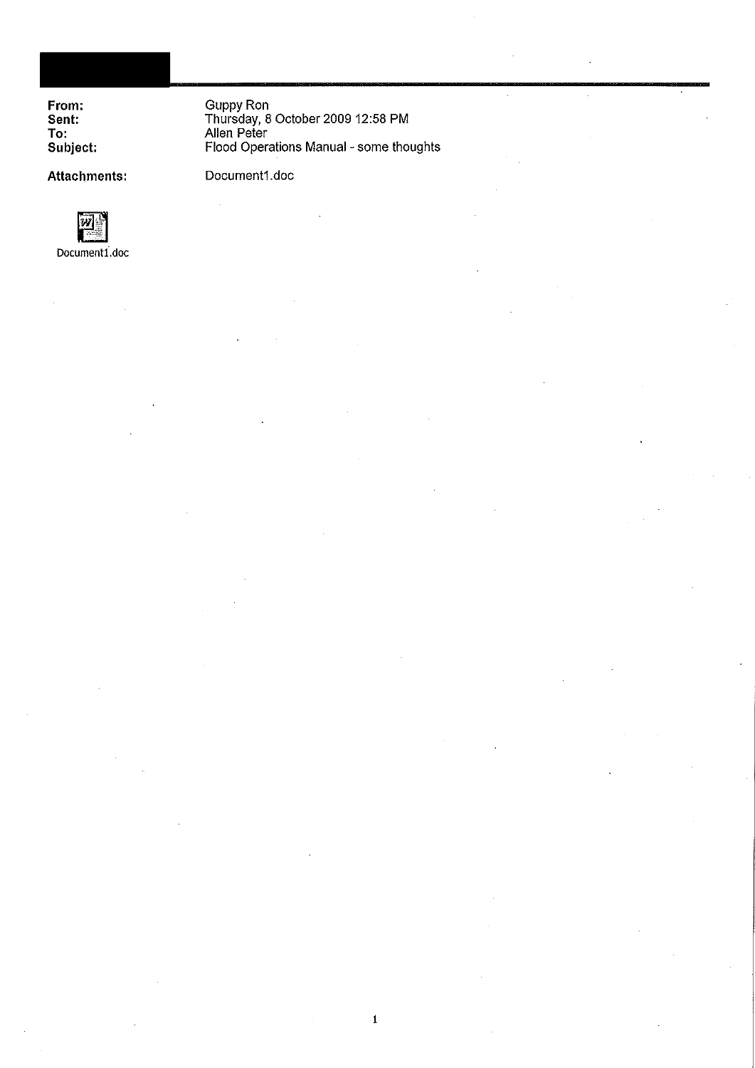**From:** Guppy Ron
**Sent:** Thursday, 8 October 2009 12:58 PM
**To:** Allen Peter
**Subject:** Flood Operations Manual - some thoughts

**Attachments:** Document1.doc

Document1.doc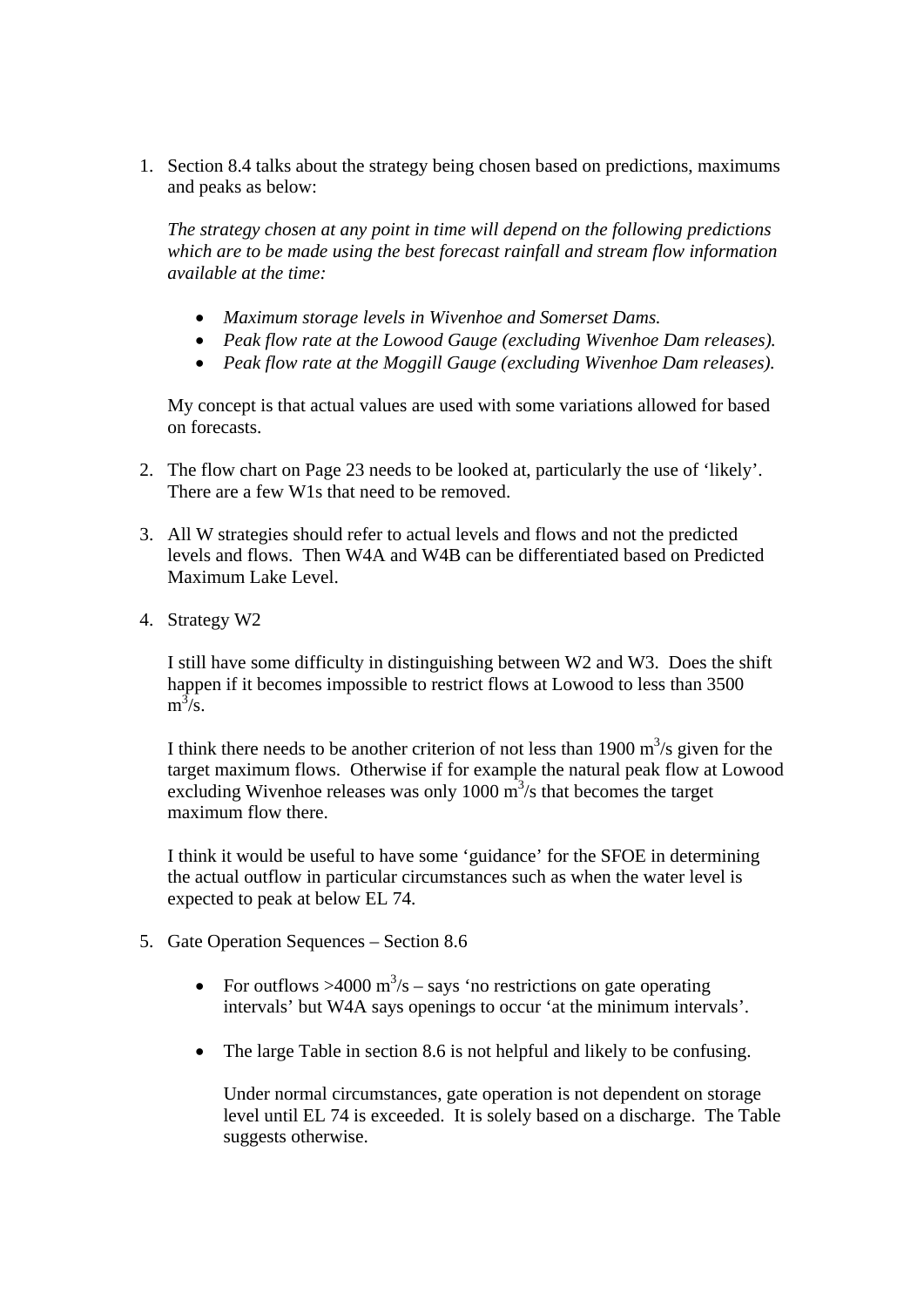1. Section 8.4 talks about the strategy being chosen based on predictions, maximums and peaks as below:

   *The strategy chosen at any point in time will depend on the following predictions which are to be made using the best forecast rainfall and stream flow information available at the time:*

   - *Maximum storage levels in Wivenhoe and Somerset Dams.*
   - *Peak flow rate at the Lowood Gauge (excluding Wivenhoe Dam releases).*
   - *Peak flow rate at the Moggill Gauge (excluding Wivenhoe Dam releases).*

   My concept is that actual values are used with some variations allowed for based on forecasts.

2. The flow chart on Page 23 needs to be looked at, particularly the use of 'likely'. There are a few W1s that need to be removed.

3. All W strategies should refer to actual levels and flows and not the predicted levels and flows. Then W4A and W4B can be differentiated based on Predicted Maximum Lake Level.

4. Strategy W2

   I still have some difficulty in distinguishing between W2 and W3. Does the shift happen if it becomes impossible to restrict flows at Lowood to less than 3500 $m^3/s$.

   I think there needs to be another criterion of not less than 1900 $m^3/s$ given for the target maximum flows. Otherwise if for example the natural peak flow at Lowood excluding Wivenhoe releases was only 1000 $m^3/s$ that becomes the target maximum flow there.

   I think it would be useful to have some 'guidance' for the SFOE in determining the actual outflow in particular circumstances such as when the water level is expected to peak at below EL 74.

5. Gate Operation Sequences – Section 8.6

   - For outflows >4000 $m^3/s$ – says 'no restrictions on gate operating intervals' but W4A says openings to occur 'at the minimum intervals'.

   - The large Table in section 8.6 is not helpful and likely to be confusing.

     Under normal circumstances, gate operation is not dependent on storage level until EL 74 is exceeded. It is solely based on a discharge. The Table suggests otherwise.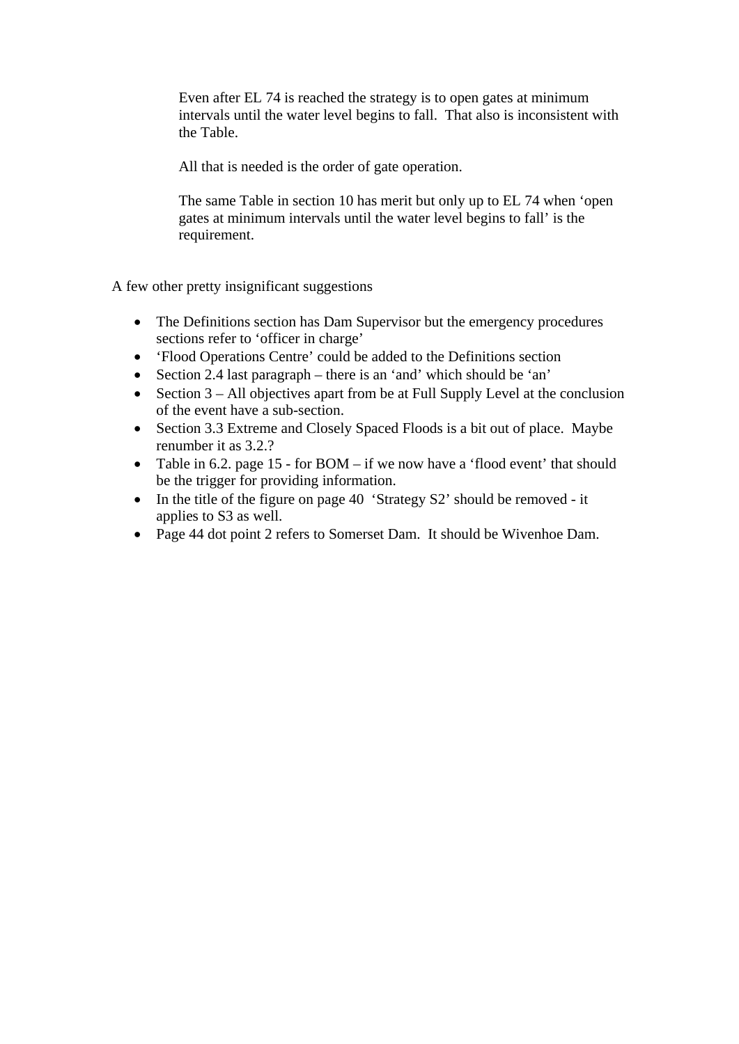Even after EL 74 is reached the strategy is to open gates at minimum intervals until the water level begins to fall. That also is inconsistent with the Table.

All that is needed is the order of gate operation.

The same Table in section 10 has merit but only up to EL 74 when 'open gates at minimum intervals until the water level begins to fall' is the requirement.

A few other pretty insignificant suggestions

- The Definitions section has Dam Supervisor but the emergency procedures sections refer to 'officer in charge'
- 'Flood Operations Centre' could be added to the Definitions section
- Section 2.4 last paragraph – there is an 'and' which should be 'an'
- Section 3 – All objectives apart from be at Full Supply Level at the conclusion of the event have a sub-section.
- Section 3.3 Extreme and Closely Spaced Floods is a bit out of place. Maybe renumber it as 3.2.?
- Table in 6.2. page 15 - for BOM – if we now have a 'flood event' that should be the trigger for providing information.
- In the title of the figure on page 40 'Strategy S2' should be removed - it applies to S3 as well.
- Page 44 dot point 2 refers to Somerset Dam. It should be Wivenhoe Dam.